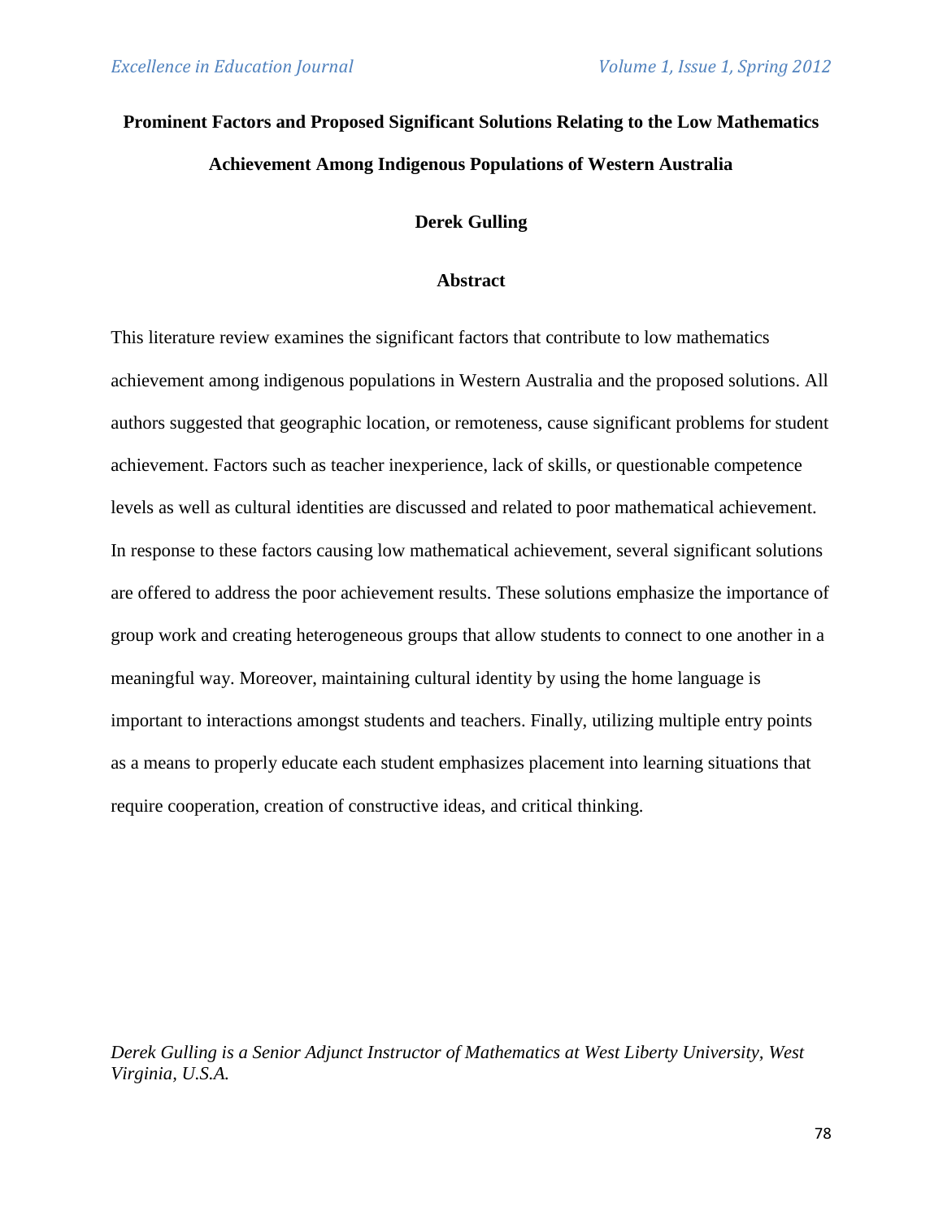# Prominent Factors and Proposed Significant Solutions Relating to the Low Mathematics Achievement Among Indigenous Populations of Western Australia

**Derek Gulling**

## Abstract

This literature review examines the significant factors that contribute to low mathematics achievement among indigenous populations in Western Australia and the proposed solutions. All authors suggested that geographic location, or remoteness, cause significant problems for student achievement. Factors such as teacher inexperience, lack of skills, or questionable competence levels as well as cultural identities are discussed and related to poor mathematical achievement. In response to these factors causing low mathematical achievement, several significant solutions are offered to address the poor achievement results. These solutions emphasize the importance of group work and creating heterogeneous groups that allow students to connect to one another in a meaningful way. Moreover, maintaining cultural identity by using the home language is important to interactions amongst students and teachers. Finally, utilizing multiple entry points as a means to properly educate each student emphasizes placement into learning situations that require cooperation, creation of constructive ideas, and critical thinking.

*Derek Gulling is a Senior Adjunct Instructor of Mathematics at West Liberty University, West Virginia, U.S.A.*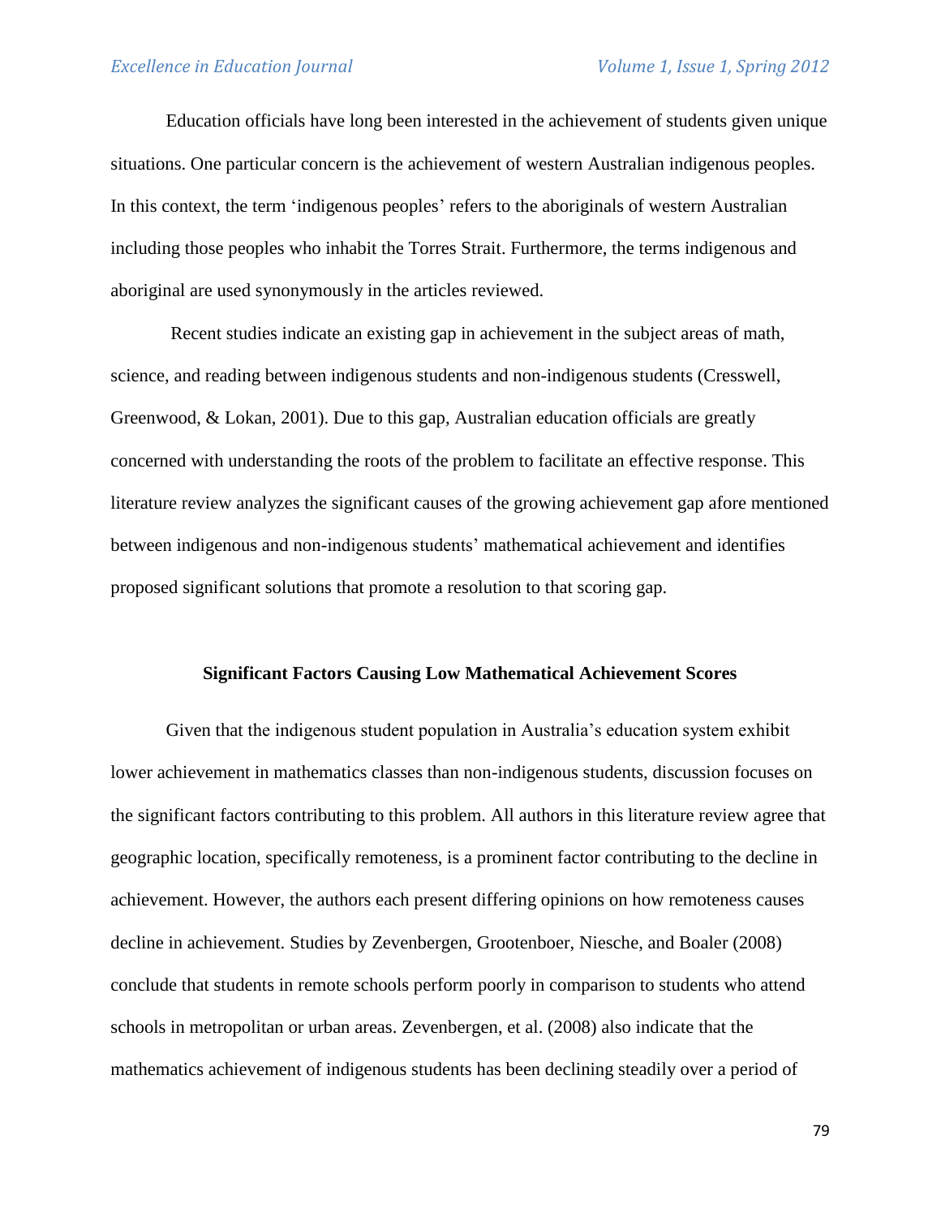Education officials have long been interested in the achievement of students given unique situations. One particular concern is the achievement of western Australian indigenous peoples. In this context, the term 'indigenous peoples' refers to the aboriginals of western Australian including those peoples who inhabit the Torres Strait. Furthermore, the terms indigenous and aboriginal are used synonymously in the articles reviewed.

Recent studies indicate an existing gap in achievement in the subject areas of math, science, and reading between indigenous students and non-indigenous students (Cresswell, Greenwood, & Lokan, 2001). Due to this gap, Australian education officials are greatly concerned with understanding the roots of the problem to facilitate an effective response. This literature review analyzes the significant causes of the growing achievement gap afore mentioned between indigenous and non-indigenous students' mathematical achievement and identifies proposed significant solutions that promote a resolution to that scoring gap.

## Significant Factors Causing Low Mathematical Achievement Scores

Given that the indigenous student population in Australia's education system exhibit lower achievement in mathematics classes than non-indigenous students, discussion focuses on the significant factors contributing to this problem. All authors in this literature review agree that geographic location, specifically remoteness, is a prominent factor contributing to the decline in achievement. However, the authors each present differing opinions on how remoteness causes decline in achievement. Studies by Zevenbergen, Grootenboer, Niesche, and Boaler (2008) conclude that students in remote schools perform poorly in comparison to students who attend schools in metropolitan or urban areas. Zevenbergen, et al. (2008) also indicate that the mathematics achievement of indigenous students has been declining steadily over a period of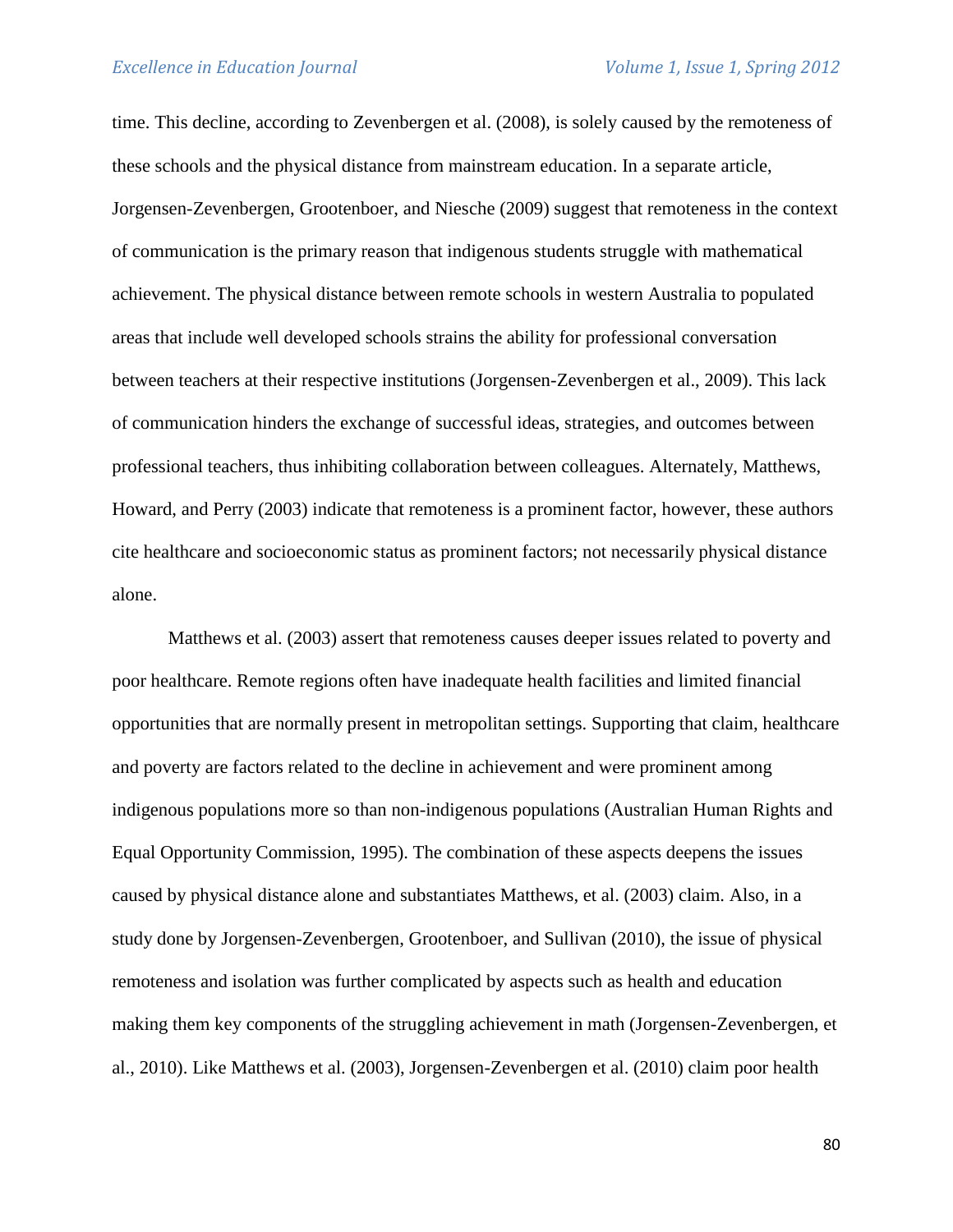time. This decline, according to Zevenbergen et al. (2008), is solely caused by the remoteness of these schools and the physical distance from mainstream education. In a separate article, Jorgensen-Zevenbergen, Grootenboer, and Niesche (2009) suggest that remoteness in the context of communication is the primary reason that indigenous students struggle with mathematical achievement. The physical distance between remote schools in western Australia to populated areas that include well developed schools strains the ability for professional conversation between teachers at their respective institutions (Jorgensen-Zevenbergen et al., 2009). This lack of communication hinders the exchange of successful ideas, strategies, and outcomes between professional teachers, thus inhibiting collaboration between colleagues. Alternately, Matthews, Howard, and Perry (2003) indicate that remoteness is a prominent factor, however, these authors cite healthcare and socioeconomic status as prominent factors; not necessarily physical distance alone.

Matthews et al. (2003) assert that remoteness causes deeper issues related to poverty and poor healthcare. Remote regions often have inadequate health facilities and limited financial opportunities that are normally present in metropolitan settings. Supporting that claim, healthcare and poverty are factors related to the decline in achievement and were prominent among indigenous populations more so than non-indigenous populations (Australian Human Rights and Equal Opportunity Commission, 1995). The combination of these aspects deepens the issues caused by physical distance alone and substantiates Matthews, et al. (2003) claim. Also, in a study done by Jorgensen-Zevenbergen, Grootenboer, and Sullivan (2010), the issue of physical remoteness and isolation was further complicated by aspects such as health and education making them key components of the struggling achievement in math (Jorgensen-Zevenbergen, et al., 2010). Like Matthews et al. (2003), Jorgensen-Zevenbergen et al. (2010) claim poor health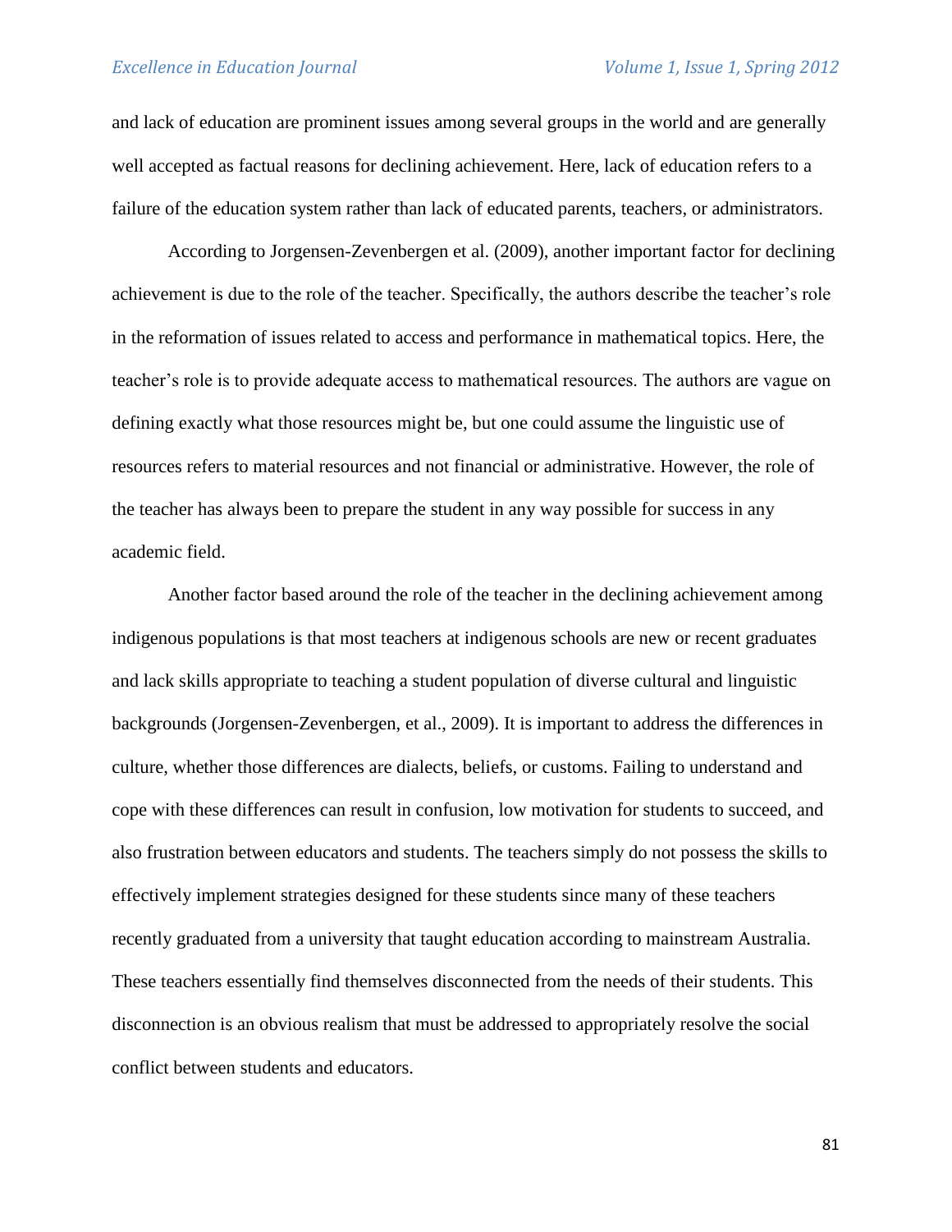and lack of education are prominent issues among several groups in the world and are generally well accepted as factual reasons for declining achievement. Here, lack of education refers to a failure of the education system rather than lack of educated parents, teachers, or administrators.

According to Jorgensen-Zevenbergen et al. (2009), another important factor for declining achievement is due to the role of the teacher. Specifically, the authors describe the teacher's role in the reformation of issues related to access and performance in mathematical topics. Here, the teacher's role is to provide adequate access to mathematical resources. The authors are vague on defining exactly what those resources might be, but one could assume the linguistic use of resources refers to material resources and not financial or administrative. However, the role of the teacher has always been to prepare the student in any way possible for success in any academic field.

Another factor based around the role of the teacher in the declining achievement among indigenous populations is that most teachers at indigenous schools are new or recent graduates and lack skills appropriate to teaching a student population of diverse cultural and linguistic backgrounds (Jorgensen-Zevenbergen, et al., 2009). It is important to address the differences in culture, whether those differences are dialects, beliefs, or customs. Failing to understand and cope with these differences can result in confusion, low motivation for students to succeed, and also frustration between educators and students. The teachers simply do not possess the skills to effectively implement strategies designed for these students since many of these teachers recently graduated from a university that taught education according to mainstream Australia. These teachers essentially find themselves disconnected from the needs of their students. This disconnection is an obvious realism that must be addressed to appropriately resolve the social conflict between students and educators.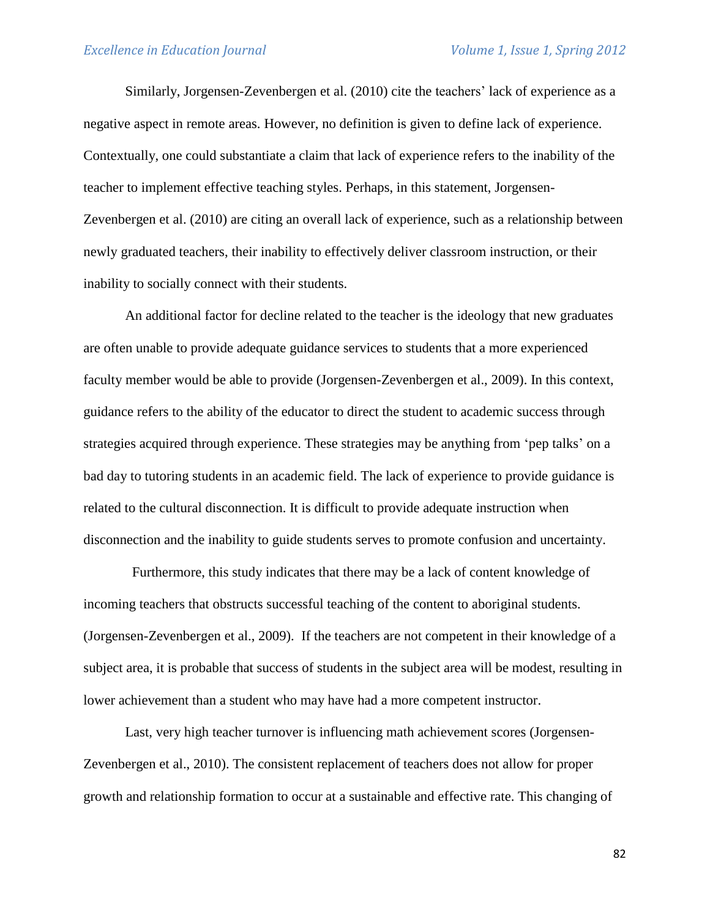Similarly, Jorgensen-Zevenbergen et al. (2010) cite the teachers' lack of experience as a negative aspect in remote areas. However, no definition is given to define lack of experience. Contextually, one could substantiate a claim that lack of experience refers to the inability of the teacher to implement effective teaching styles. Perhaps, in this statement, Jorgensen-Zevenbergen et al. (2010) are citing an overall lack of experience, such as a relationship between newly graduated teachers, their inability to effectively deliver classroom instruction, or their inability to socially connect with their students.

An additional factor for decline related to the teacher is the ideology that new graduates are often unable to provide adequate guidance services to students that a more experienced faculty member would be able to provide (Jorgensen-Zevenbergen et al., 2009). In this context, guidance refers to the ability of the educator to direct the student to academic success through strategies acquired through experience. These strategies may be anything from 'pep talks' on a bad day to tutoring students in an academic field. The lack of experience to provide guidance is related to the cultural disconnection. It is difficult to provide adequate instruction when disconnection and the inability to guide students serves to promote confusion and uncertainty.

Furthermore, this study indicates that there may be a lack of content knowledge of incoming teachers that obstructs successful teaching of the content to aboriginal students. (Jorgensen-Zevenbergen et al., 2009). If the teachers are not competent in their knowledge of a subject area, it is probable that success of students in the subject area will be modest, resulting in lower achievement than a student who may have had a more competent instructor.

Last, very high teacher turnover is influencing math achievement scores (Jorgensen-Zevenbergen et al., 2010). The consistent replacement of teachers does not allow for proper growth and relationship formation to occur at a sustainable and effective rate. This changing of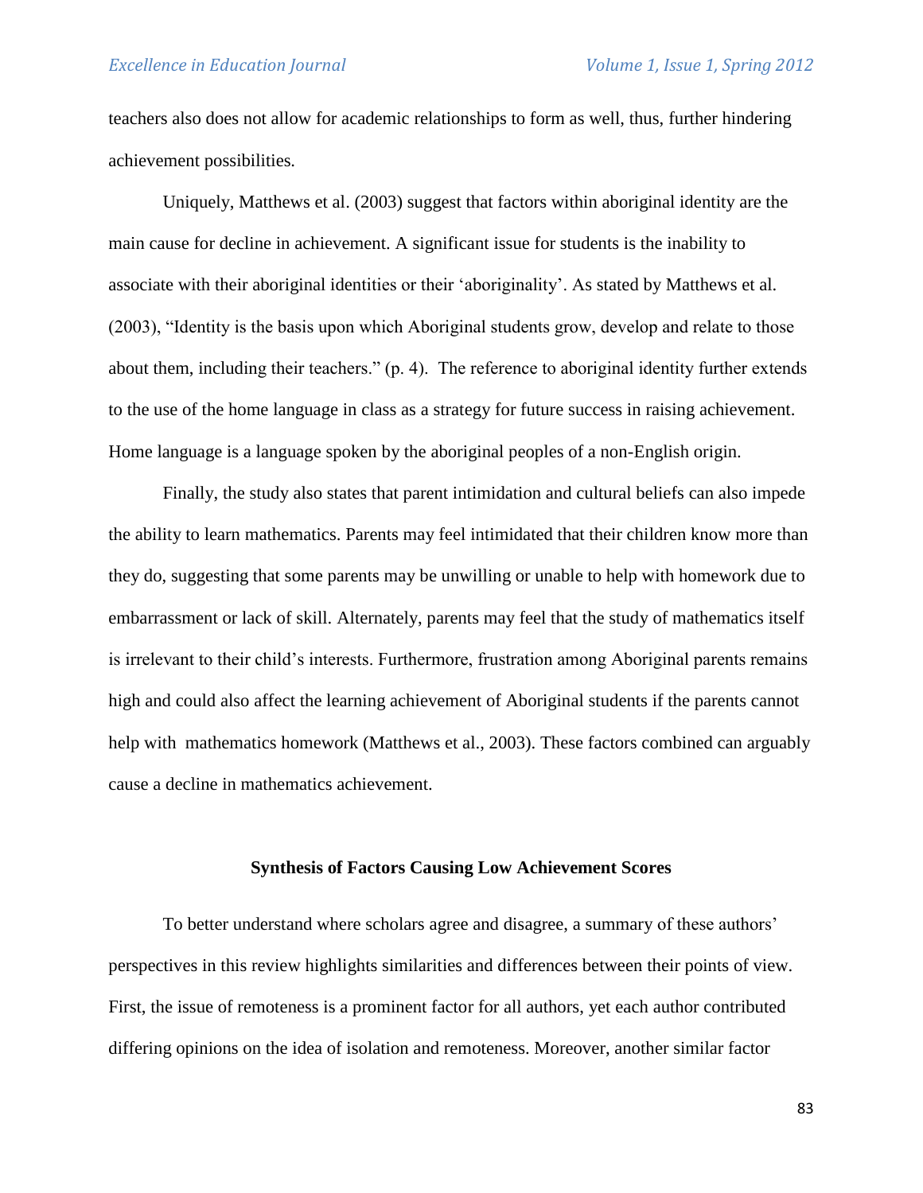teachers also does not allow for academic relationships to form as well, thus, further hindering achievement possibilities.

Uniquely, Matthews et al. (2003) suggest that factors within aboriginal identity are the main cause for decline in achievement. A significant issue for students is the inability to associate with their aboriginal identities or their 'aboriginality'. As stated by Matthews et al. (2003), "Identity is the basis upon which Aboriginal students grow, develop and relate to those about them, including their teachers." (p. 4). The reference to aboriginal identity further extends to the use of the home language in class as a strategy for future success in raising achievement. Home language is a language spoken by the aboriginal peoples of a non-English origin.

Finally, the study also states that parent intimidation and cultural beliefs can also impede the ability to learn mathematics. Parents may feel intimidated that their children know more than they do, suggesting that some parents may be unwilling or unable to help with homework due to embarrassment or lack of skill. Alternately, parents may feel that the study of mathematics itself is irrelevant to their child's interests. Furthermore, frustration among Aboriginal parents remains high and could also affect the learning achievement of Aboriginal students if the parents cannot help with mathematics homework (Matthews et al., 2003). These factors combined can arguably cause a decline in mathematics achievement.

**Synthesis of Factors Causing Low Achievement Scores**

To better understand where scholars agree and disagree, a summary of these authors' perspectives in this review highlights similarities and differences between their points of view. First, the issue of remoteness is a prominent factor for all authors, yet each author contributed differing opinions on the idea of isolation and remoteness. Moreover, another similar factor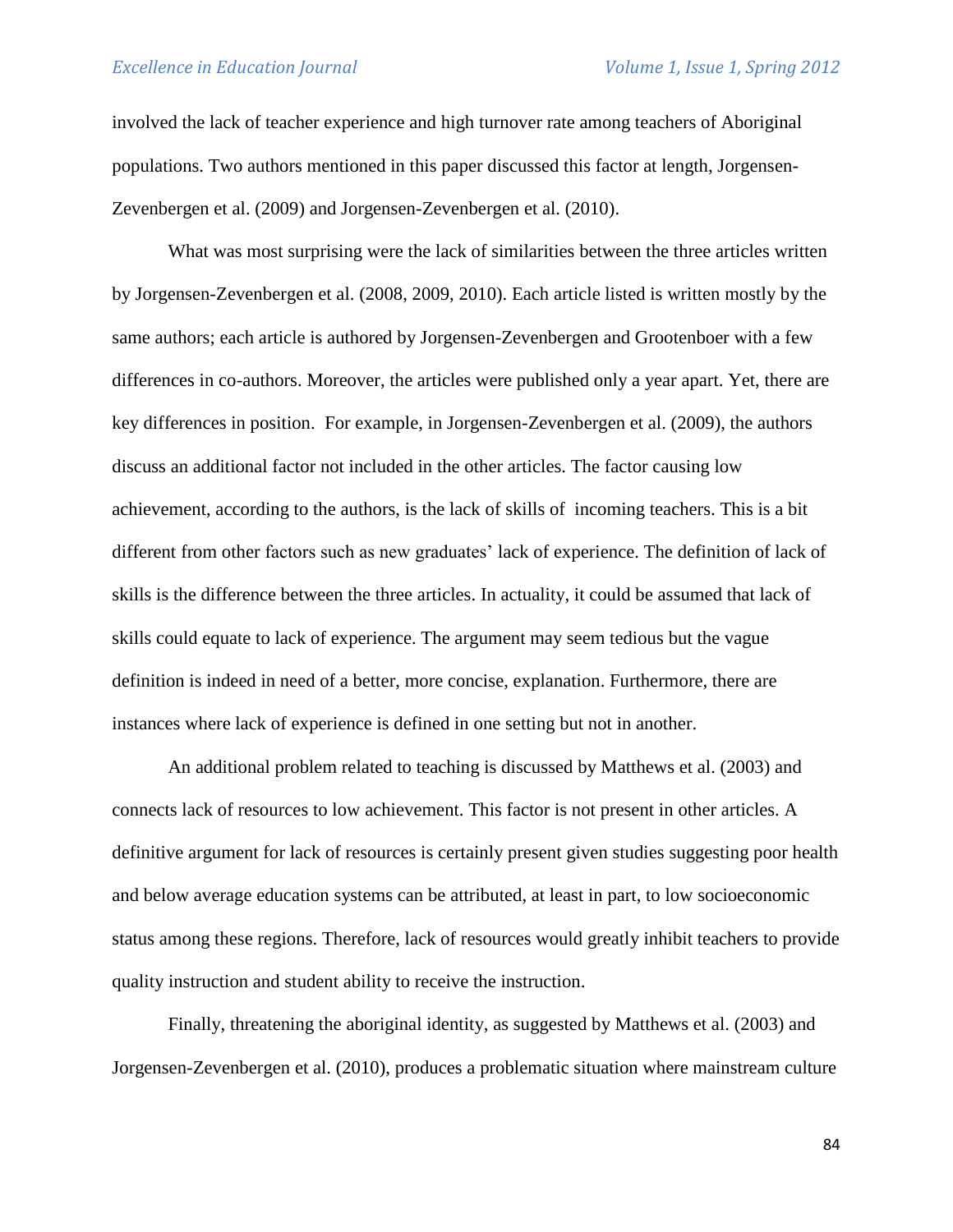involved the lack of teacher experience and high turnover rate among teachers of Aboriginal populations. Two authors mentioned in this paper discussed this factor at length, Jorgensen-Zevenbergen et al. (2009) and Jorgensen-Zevenbergen et al. (2010).

What was most surprising were the lack of similarities between the three articles written by Jorgensen-Zevenbergen et al. (2008, 2009, 2010). Each article listed is written mostly by the same authors; each article is authored by Jorgensen-Zevenbergen and Grootenboer with a few differences in co-authors. Moreover, the articles were published only a year apart. Yet, there are key differences in position. For example, in Jorgensen-Zevenbergen et al. (2009), the authors discuss an additional factor not included in the other articles. The factor causing low achievement, according to the authors, is the lack of skills of incoming teachers. This is a bit different from other factors such as new graduates' lack of experience. The definition of lack of skills is the difference between the three articles. In actuality, it could be assumed that lack of skills could equate to lack of experience. The argument may seem tedious but the vague definition is indeed in need of a better, more concise, explanation. Furthermore, there are instances where lack of experience is defined in one setting but not in another.

An additional problem related to teaching is discussed by Matthews et al. (2003) and connects lack of resources to low achievement. This factor is not present in other articles. A definitive argument for lack of resources is certainly present given studies suggesting poor health and below average education systems can be attributed, at least in part, to low socioeconomic status among these regions. Therefore, lack of resources would greatly inhibit teachers to provide quality instruction and student ability to receive the instruction.

Finally, threatening the aboriginal identity, as suggested by Matthews et al. (2003) and Jorgensen-Zevenbergen et al. (2010), produces a problematic situation where mainstream culture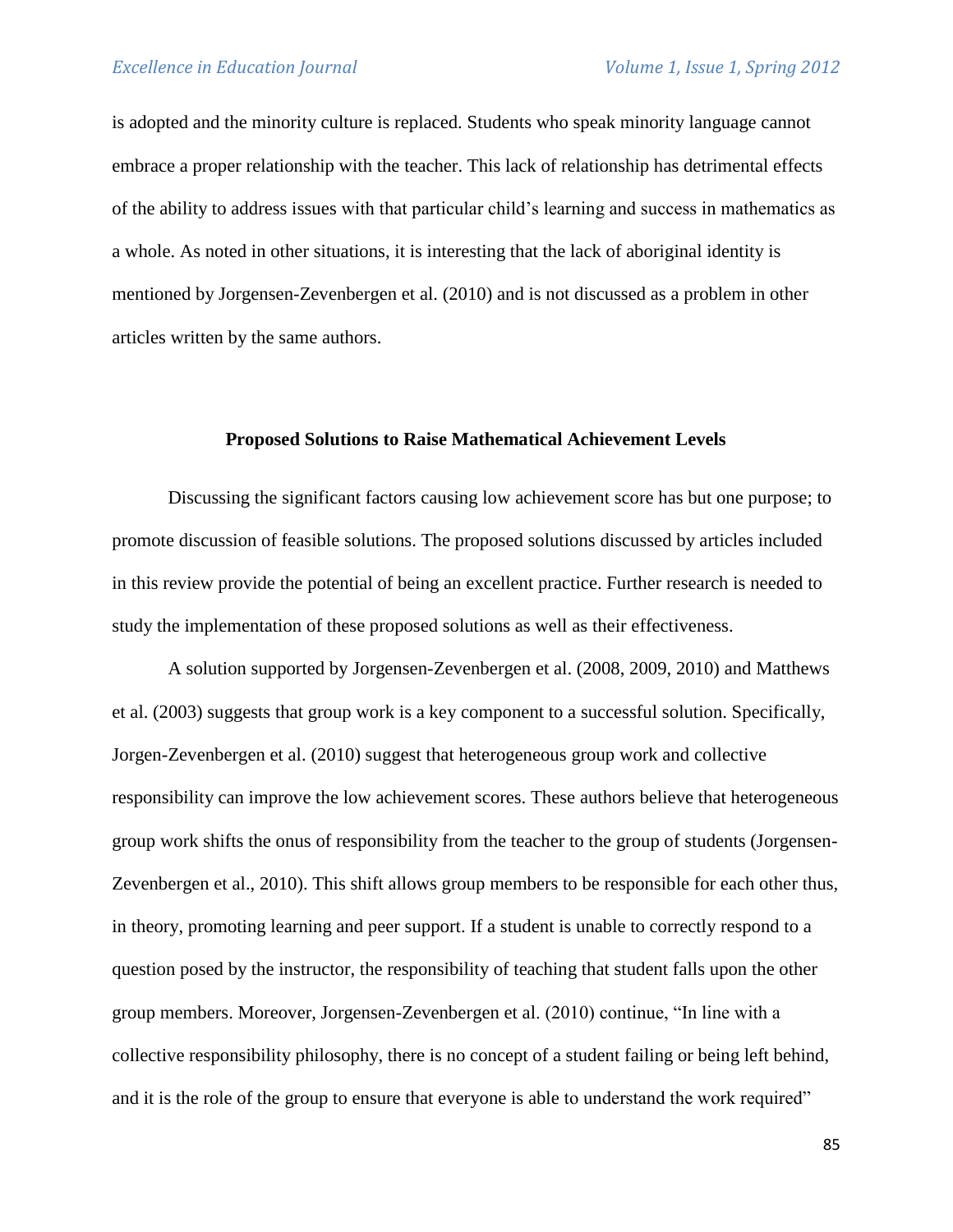is adopted and the minority culture is replaced. Students who speak minority language cannot embrace a proper relationship with the teacher. This lack of relationship has detrimental effects of the ability to address issues with that particular child's learning and success in mathematics as a whole. As noted in other situations, it is interesting that the lack of aboriginal identity is mentioned by Jorgensen-Zevenbergen et al. (2010) and is not discussed as a problem in other articles written by the same authors.

## Proposed Solutions to Raise Mathematical Achievement Levels

Discussing the significant factors causing low achievement score has but one purpose; to promote discussion of feasible solutions. The proposed solutions discussed by articles included in this review provide the potential of being an excellent practice. Further research is needed to study the implementation of these proposed solutions as well as their effectiveness.

A solution supported by Jorgensen-Zevenbergen et al. (2008, 2009, 2010) and Matthews et al. (2003) suggests that group work is a key component to a successful solution. Specifically, Jorgen-Zevenbergen et al. (2010) suggest that heterogeneous group work and collective responsibility can improve the low achievement scores. These authors believe that heterogeneous group work shifts the onus of responsibility from the teacher to the group of students (Jorgensen-Zevenbergen et al., 2010). This shift allows group members to be responsible for each other thus, in theory, promoting learning and peer support. If a student is unable to correctly respond to a question posed by the instructor, the responsibility of teaching that student falls upon the other group members. Moreover, Jorgensen-Zevenbergen et al. (2010) continue, "In line with a collective responsibility philosophy, there is no concept of a student failing or being left behind, and it is the role of the group to ensure that everyone is able to understand the work required"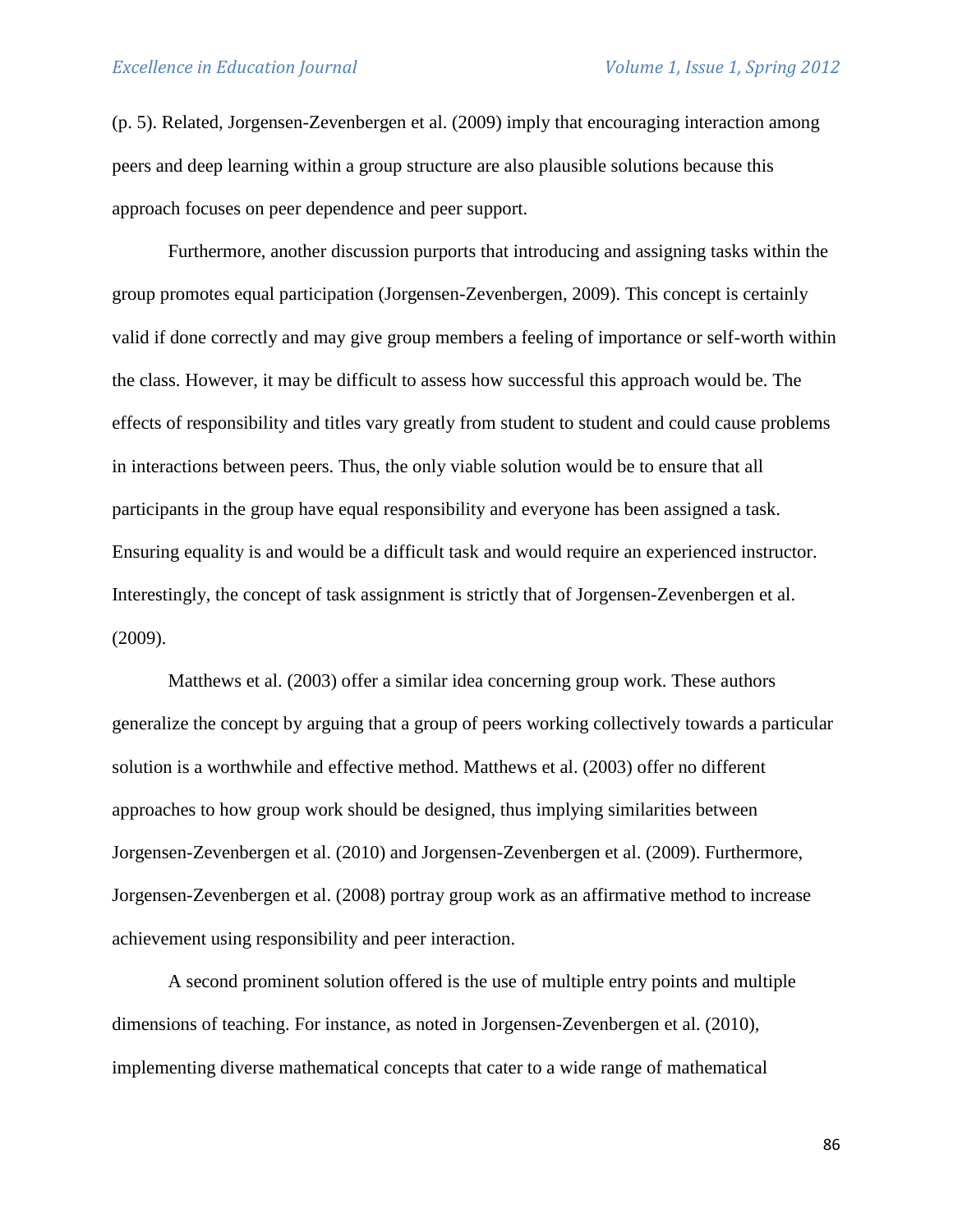(p. 5). Related, Jorgensen-Zevenbergen et al. (2009) imply that encouraging interaction among peers and deep learning within a group structure are also plausible solutions because this approach focuses on peer dependence and peer support.

Furthermore, another discussion purports that introducing and assigning tasks within the group promotes equal participation (Jorgensen-Zevenbergen, 2009). This concept is certainly valid if done correctly and may give group members a feeling of importance or self-worth within the class. However, it may be difficult to assess how successful this approach would be. The effects of responsibility and titles vary greatly from student to student and could cause problems in interactions between peers. Thus, the only viable solution would be to ensure that all participants in the group have equal responsibility and everyone has been assigned a task. Ensuring equality is and would be a difficult task and would require an experienced instructor. Interestingly, the concept of task assignment is strictly that of Jorgensen-Zevenbergen et al. (2009).

Matthews et al. (2003) offer a similar idea concerning group work. These authors generalize the concept by arguing that a group of peers working collectively towards a particular solution is a worthwhile and effective method. Matthews et al. (2003) offer no different approaches to how group work should be designed, thus implying similarities between Jorgensen-Zevenbergen et al. (2010) and Jorgensen-Zevenbergen et al. (2009). Furthermore, Jorgensen-Zevenbergen et al. (2008) portray group work as an affirmative method to increase achievement using responsibility and peer interaction.

A second prominent solution offered is the use of multiple entry points and multiple dimensions of teaching. For instance, as noted in Jorgensen-Zevenbergen et al. (2010), implementing diverse mathematical concepts that cater to a wide range of mathematical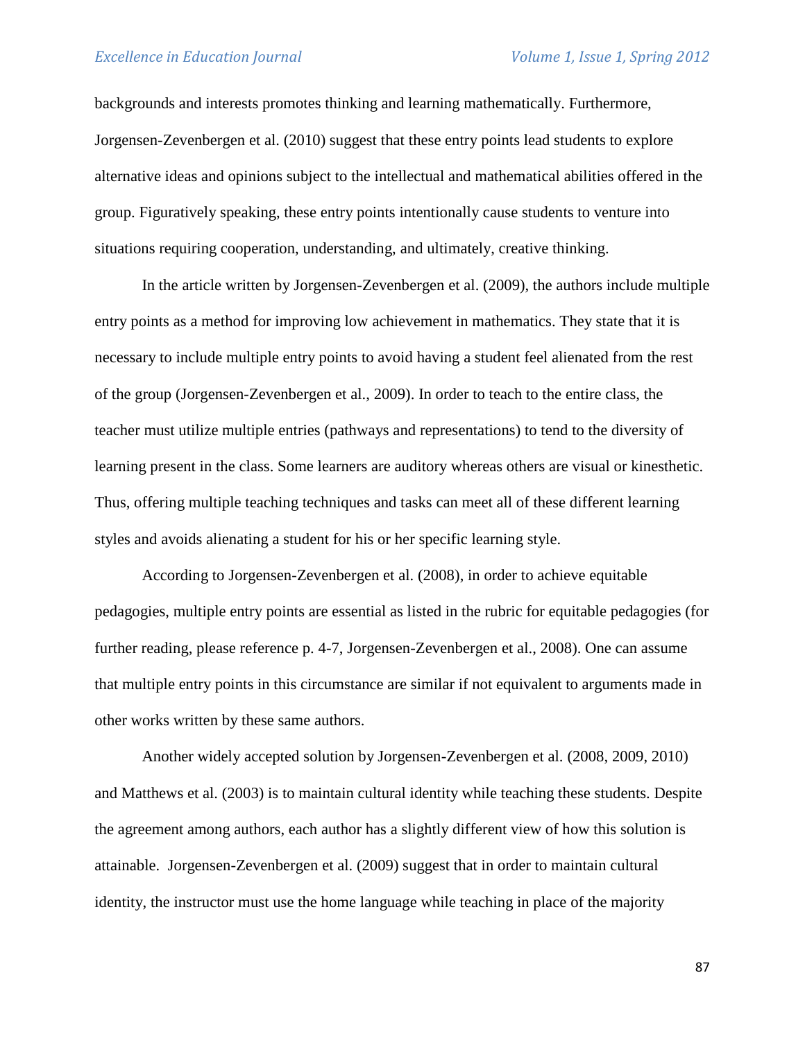backgrounds and interests promotes thinking and learning mathematically. Furthermore, Jorgensen-Zevenbergen et al. (2010) suggest that these entry points lead students to explore alternative ideas and opinions subject to the intellectual and mathematical abilities offered in the group. Figuratively speaking, these entry points intentionally cause students to venture into situations requiring cooperation, understanding, and ultimately, creative thinking.

In the article written by Jorgensen-Zevenbergen et al. (2009), the authors include multiple entry points as a method for improving low achievement in mathematics. They state that it is necessary to include multiple entry points to avoid having a student feel alienated from the rest of the group (Jorgensen-Zevenbergen et al., 2009). In order to teach to the entire class, the teacher must utilize multiple entries (pathways and representations) to tend to the diversity of learning present in the class. Some learners are auditory whereas others are visual or kinesthetic. Thus, offering multiple teaching techniques and tasks can meet all of these different learning styles and avoids alienating a student for his or her specific learning style.

According to Jorgensen-Zevenbergen et al. (2008), in order to achieve equitable pedagogies, multiple entry points are essential as listed in the rubric for equitable pedagogies (for further reading, please reference p. 4-7, Jorgensen-Zevenbergen et al., 2008). One can assume that multiple entry points in this circumstance are similar if not equivalent to arguments made in other works written by these same authors.

Another widely accepted solution by Jorgensen-Zevenbergen et al. (2008, 2009, 2010) and Matthews et al. (2003) is to maintain cultural identity while teaching these students. Despite the agreement among authors, each author has a slightly different view of how this solution is attainable. Jorgensen-Zevenbergen et al. (2009) suggest that in order to maintain cultural identity, the instructor must use the home language while teaching in place of the majority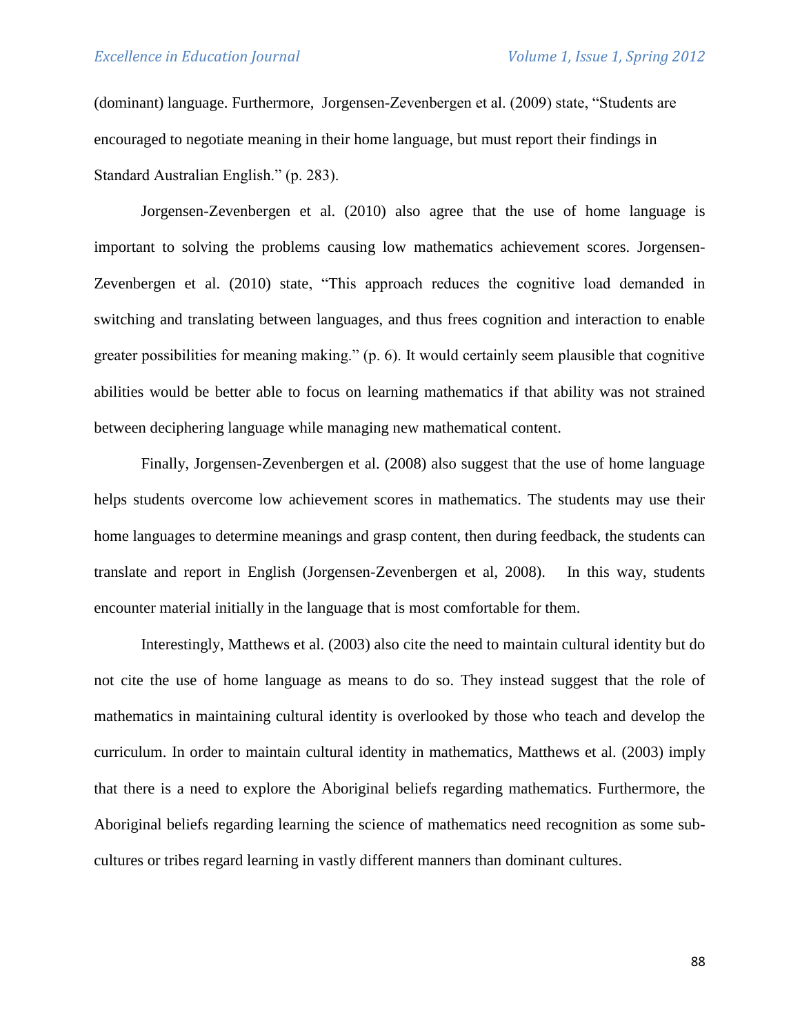(dominant) language. Furthermore, Jorgensen-Zevenbergen et al. (2009) state, "Students are encouraged to negotiate meaning in their home language, but must report their findings in Standard Australian English." (p. 283).

Jorgensen-Zevenbergen et al. (2010) also agree that the use of home language is important to solving the problems causing low mathematics achievement scores. Jorgensen-Zevenbergen et al. (2010) state, "This approach reduces the cognitive load demanded in switching and translating between languages, and thus frees cognition and interaction to enable greater possibilities for meaning making." (p. 6). It would certainly seem plausible that cognitive abilities would be better able to focus on learning mathematics if that ability was not strained between deciphering language while managing new mathematical content.

Finally, Jorgensen-Zevenbergen et al. (2008) also suggest that the use of home language helps students overcome low achievement scores in mathematics. The students may use their home languages to determine meanings and grasp content, then during feedback, the students can translate and report in English (Jorgensen-Zevenbergen et al, 2008). In this way, students encounter material initially in the language that is most comfortable for them.

Interestingly, Matthews et al. (2003) also cite the need to maintain cultural identity but do not cite the use of home language as means to do so. They instead suggest that the role of mathematics in maintaining cultural identity is overlooked by those who teach and develop the curriculum. In order to maintain cultural identity in mathematics, Matthews et al. (2003) imply that there is a need to explore the Aboriginal beliefs regarding mathematics. Furthermore, the Aboriginal beliefs regarding learning the science of mathematics need recognition as some sub-cultures or tribes regard learning in vastly different manners than dominant cultures.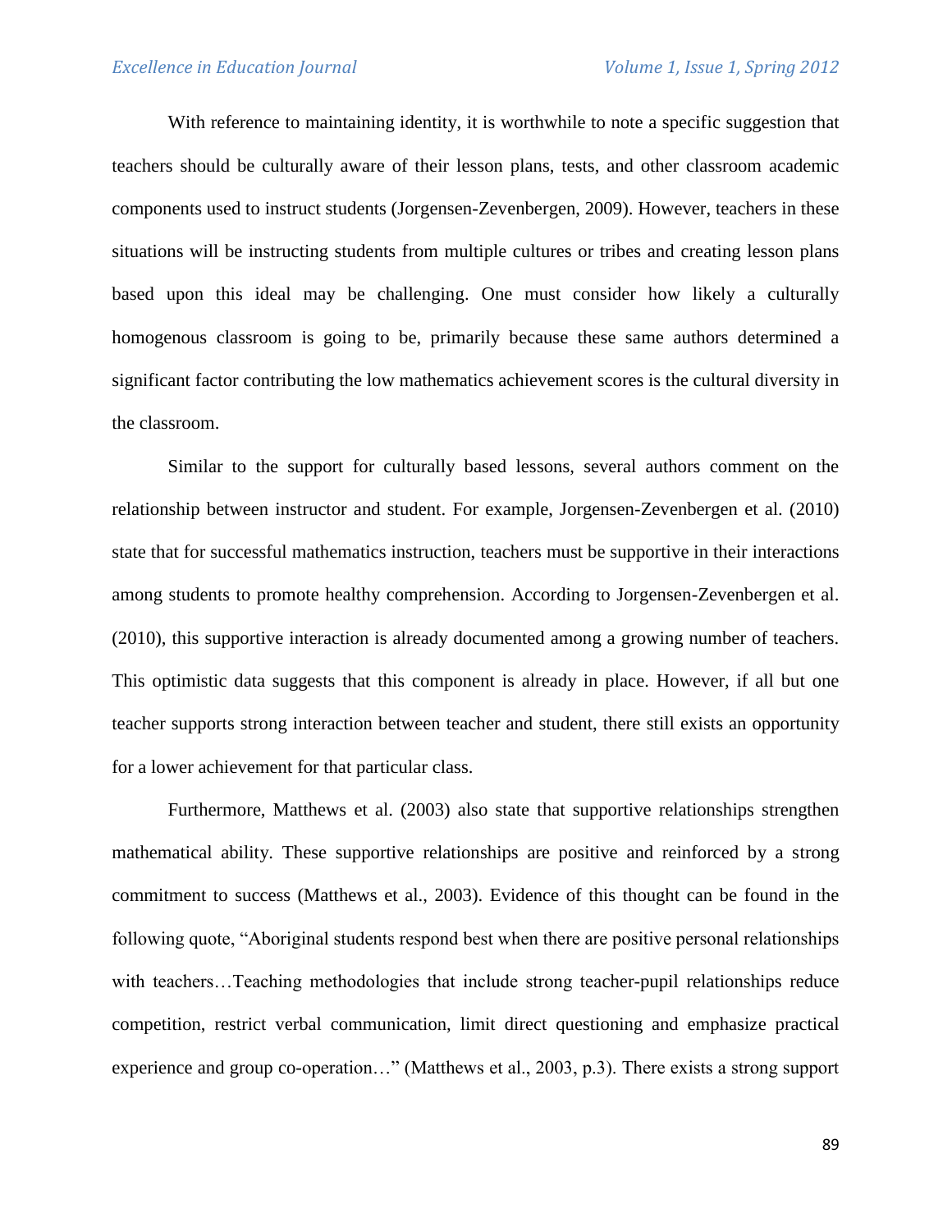With reference to maintaining identity, it is worthwhile to note a specific suggestion that teachers should be culturally aware of their lesson plans, tests, and other classroom academic components used to instruct students (Jorgensen-Zevenbergen, 2009). However, teachers in these situations will be instructing students from multiple cultures or tribes and creating lesson plans based upon this ideal may be challenging. One must consider how likely a culturally homogenous classroom is going to be, primarily because these same authors determined a significant factor contributing the low mathematics achievement scores is the cultural diversity in the classroom.

Similar to the support for culturally based lessons, several authors comment on the relationship between instructor and student. For example, Jorgensen-Zevenbergen et al. (2010) state that for successful mathematics instruction, teachers must be supportive in their interactions among students to promote healthy comprehension. According to Jorgensen-Zevenbergen et al. (2010), this supportive interaction is already documented among a growing number of teachers. This optimistic data suggests that this component is already in place. However, if all but one teacher supports strong interaction between teacher and student, there still exists an opportunity for a lower achievement for that particular class.

Furthermore, Matthews et al. (2003) also state that supportive relationships strengthen mathematical ability. These supportive relationships are positive and reinforced by a strong commitment to success (Matthews et al., 2003). Evidence of this thought can be found in the following quote, "Aboriginal students respond best when there are positive personal relationships with teachers…Teaching methodologies that include strong teacher-pupil relationships reduce competition, restrict verbal communication, limit direct questioning and emphasize practical experience and group co-operation…" (Matthews et al., 2003, p.3). There exists a strong support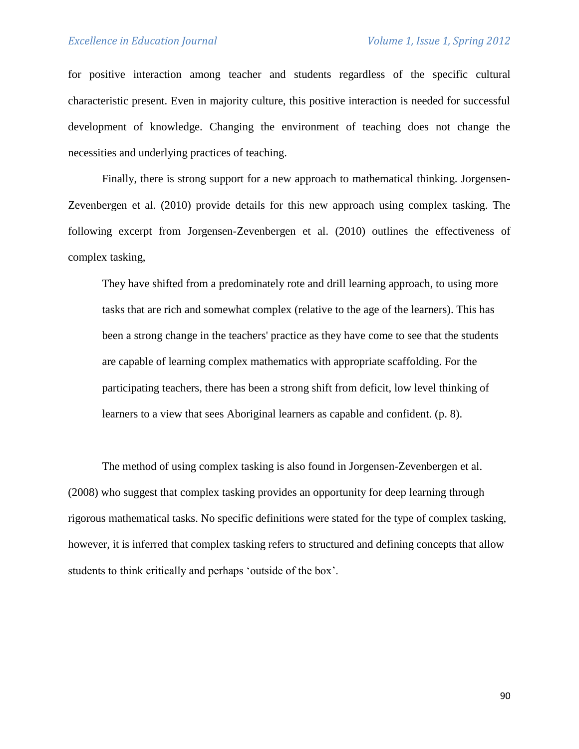for positive interaction among teacher and students regardless of the specific cultural characteristic present. Even in majority culture, this positive interaction is needed for successful development of knowledge. Changing the environment of teaching does not change the necessities and underlying practices of teaching.

Finally, there is strong support for a new approach to mathematical thinking. Jorgensen-Zevenbergen et al. (2010) provide details for this new approach using complex tasking. The following excerpt from Jorgensen-Zevenbergen et al. (2010) outlines the effectiveness of complex tasking,

> They have shifted from a predominately rote and drill learning approach, to using more tasks that are rich and somewhat complex (relative to the age of the learners). This has been a strong change in the teachers' practice as they have come to see that the students are capable of learning complex mathematics with appropriate scaffolding. For the participating teachers, there has been a strong shift from deficit, low level thinking of learners to a view that sees Aboriginal learners as capable and confident. (p. 8).

The method of using complex tasking is also found in Jorgensen-Zevenbergen et al. (2008) who suggest that complex tasking provides an opportunity for deep learning through rigorous mathematical tasks. No specific definitions were stated for the type of complex tasking, however, it is inferred that complex tasking refers to structured and defining concepts that allow students to think critically and perhaps 'outside of the box'.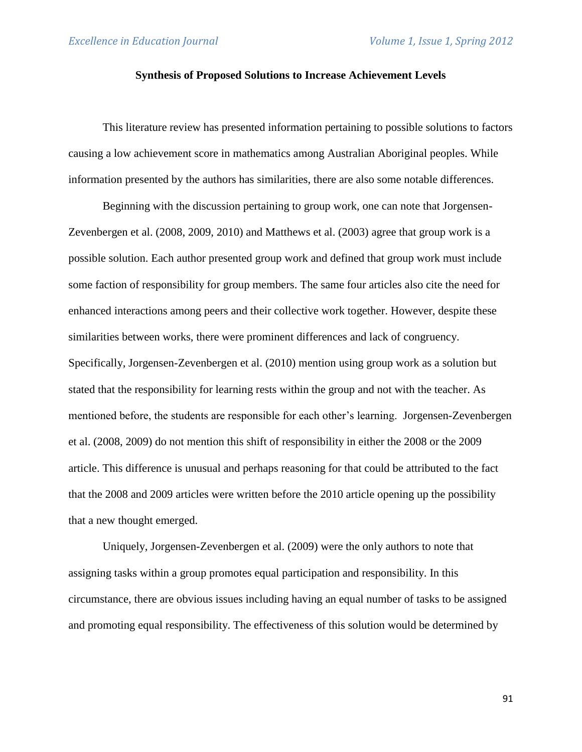**Synthesis of Proposed Solutions to Increase Achievement Levels**

This literature review has presented information pertaining to possible solutions to factors causing a low achievement score in mathematics among Australian Aboriginal peoples. While information presented by the authors has similarities, there are also some notable differences.

Beginning with the discussion pertaining to group work, one can note that Jorgensen-Zevenbergen et al. (2008, 2009, 2010) and Matthews et al. (2003) agree that group work is a possible solution. Each author presented group work and defined that group work must include some faction of responsibility for group members. The same four articles also cite the need for enhanced interactions among peers and their collective work together. However, despite these similarities between works, there were prominent differences and lack of congruency. Specifically, Jorgensen-Zevenbergen et al. (2010) mention using group work as a solution but stated that the responsibility for learning rests within the group and not with the teacher. As mentioned before, the students are responsible for each other's learning. Jorgensen-Zevenbergen et al. (2008, 2009) do not mention this shift of responsibility in either the 2008 or the 2009 article. This difference is unusual and perhaps reasoning for that could be attributed to the fact that the 2008 and 2009 articles were written before the 2010 article opening up the possibility that a new thought emerged.

Uniquely, Jorgensen-Zevenbergen et al. (2009) were the only authors to note that assigning tasks within a group promotes equal participation and responsibility. In this circumstance, there are obvious issues including having an equal number of tasks to be assigned and promoting equal responsibility. The effectiveness of this solution would be determined by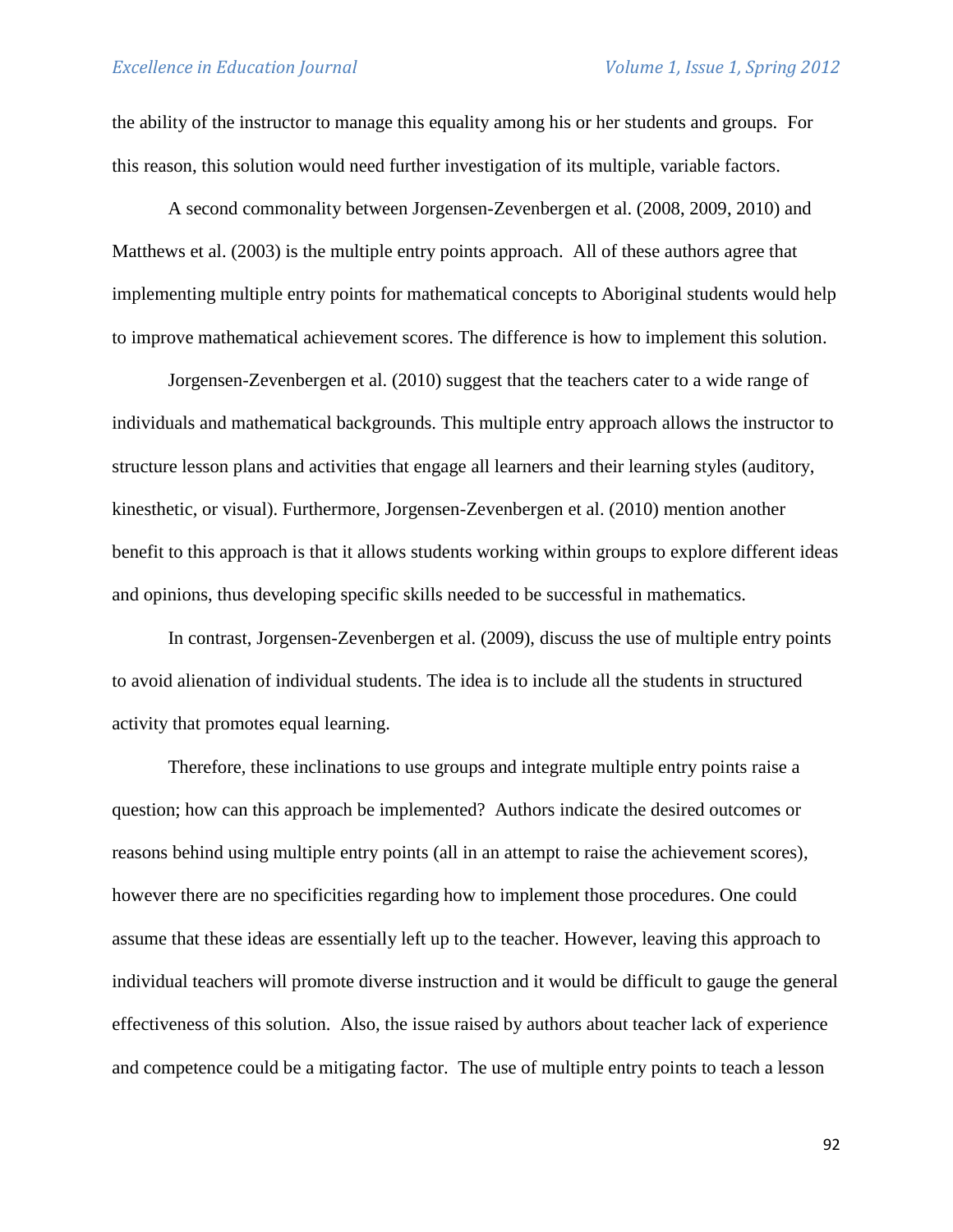the ability of the instructor to manage this equality among his or her students and groups. For this reason, this solution would need further investigation of its multiple, variable factors.

A second commonality between Jorgensen-Zevenbergen et al. (2008, 2009, 2010) and Matthews et al. (2003) is the multiple entry points approach. All of these authors agree that implementing multiple entry points for mathematical concepts to Aboriginal students would help to improve mathematical achievement scores. The difference is how to implement this solution.

Jorgensen-Zevenbergen et al. (2010) suggest that the teachers cater to a wide range of individuals and mathematical backgrounds. This multiple entry approach allows the instructor to structure lesson plans and activities that engage all learners and their learning styles (auditory, kinesthetic, or visual). Furthermore, Jorgensen-Zevenbergen et al. (2010) mention another benefit to this approach is that it allows students working within groups to explore different ideas and opinions, thus developing specific skills needed to be successful in mathematics.

In contrast, Jorgensen-Zevenbergen et al. (2009), discuss the use of multiple entry points to avoid alienation of individual students. The idea is to include all the students in structured activity that promotes equal learning.

Therefore, these inclinations to use groups and integrate multiple entry points raise a question; how can this approach be implemented? Authors indicate the desired outcomes or reasons behind using multiple entry points (all in an attempt to raise the achievement scores), however there are no specificities regarding how to implement those procedures. One could assume that these ideas are essentially left up to the teacher. However, leaving this approach to individual teachers will promote diverse instruction and it would be difficult to gauge the general effectiveness of this solution. Also, the issue raised by authors about teacher lack of experience and competence could be a mitigating factor. The use of multiple entry points to teach a lesson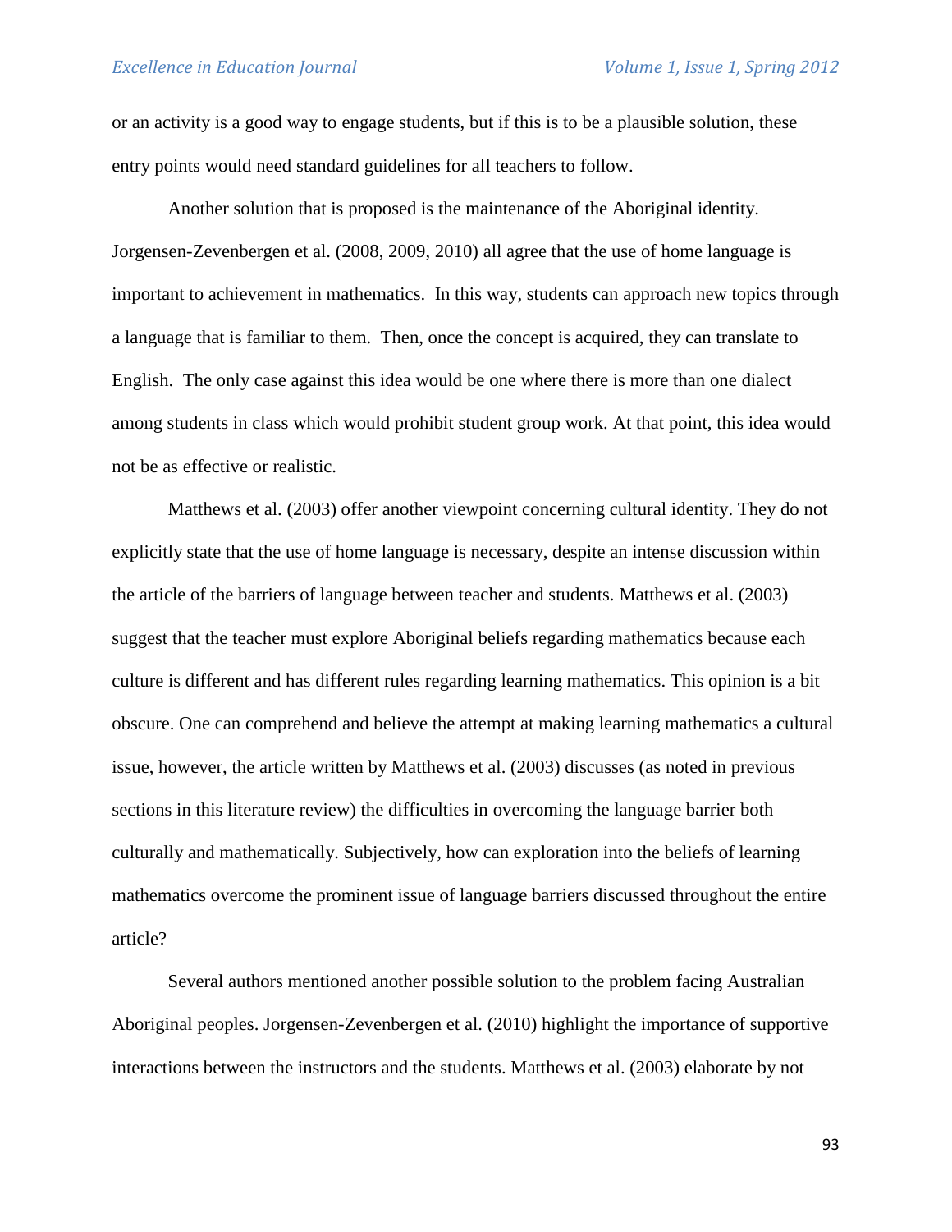or an activity is a good way to engage students, but if this is to be a plausible solution, these entry points would need standard guidelines for all teachers to follow.

Another solution that is proposed is the maintenance of the Aboriginal identity. Jorgensen-Zevenbergen et al. (2008, 2009, 2010) all agree that the use of home language is important to achievement in mathematics. In this way, students can approach new topics through a language that is familiar to them. Then, once the concept is acquired, they can translate to English. The only case against this idea would be one where there is more than one dialect among students in class which would prohibit student group work. At that point, this idea would not be as effective or realistic.

Matthews et al. (2003) offer another viewpoint concerning cultural identity. They do not explicitly state that the use of home language is necessary, despite an intense discussion within the article of the barriers of language between teacher and students. Matthews et al. (2003) suggest that the teacher must explore Aboriginal beliefs regarding mathematics because each culture is different and has different rules regarding learning mathematics. This opinion is a bit obscure. One can comprehend and believe the attempt at making learning mathematics a cultural issue, however, the article written by Matthews et al. (2003) discusses (as noted in previous sections in this literature review) the difficulties in overcoming the language barrier both culturally and mathematically. Subjectively, how can exploration into the beliefs of learning mathematics overcome the prominent issue of language barriers discussed throughout the entire article?

Several authors mentioned another possible solution to the problem facing Australian Aboriginal peoples. Jorgensen-Zevenbergen et al. (2010) highlight the importance of supportive interactions between the instructors and the students. Matthews et al. (2003) elaborate by not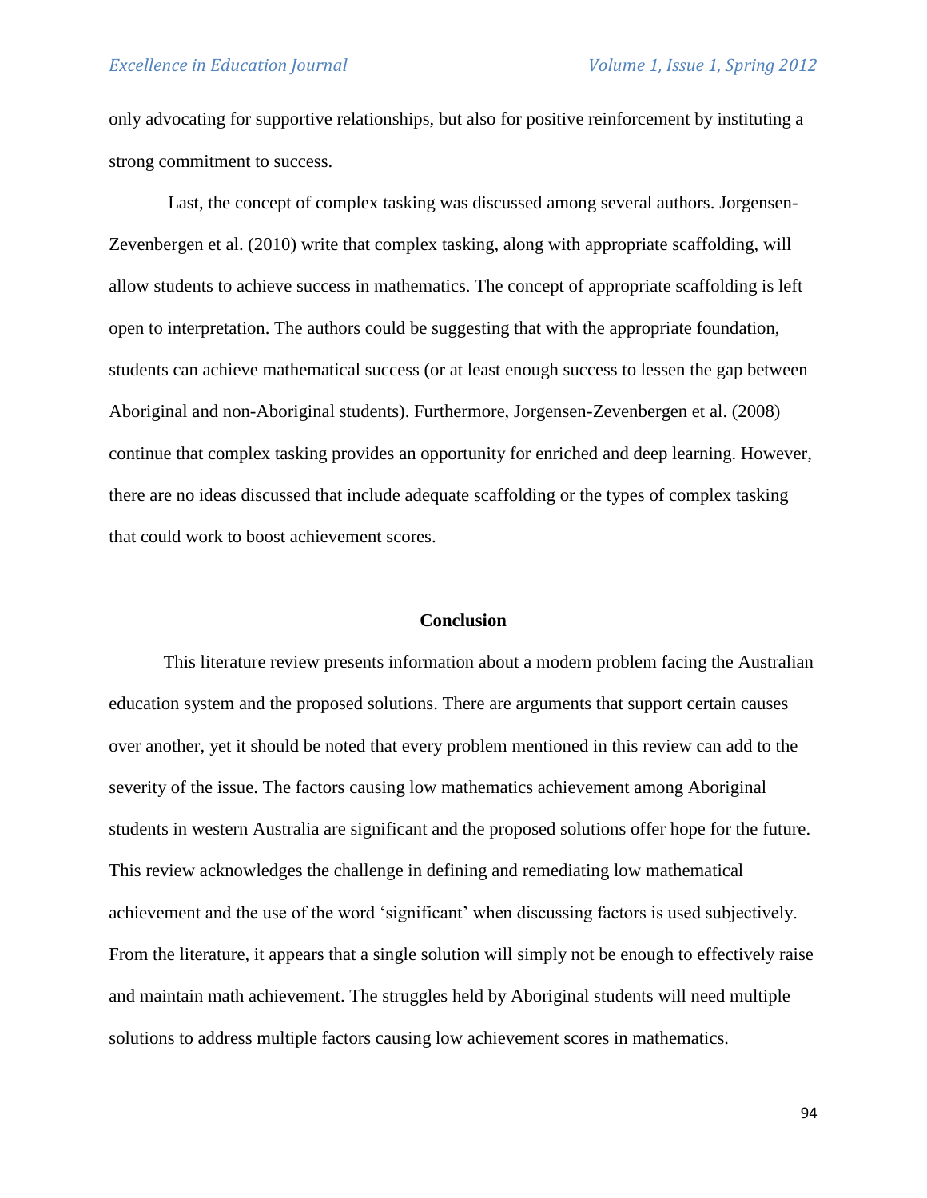only advocating for supportive relationships, but also for positive reinforcement by instituting a strong commitment to success.

Last, the concept of complex tasking was discussed among several authors. Jorgensen-Zevenbergen et al. (2010) write that complex tasking, along with appropriate scaffolding, will allow students to achieve success in mathematics. The concept of appropriate scaffolding is left open to interpretation. The authors could be suggesting that with the appropriate foundation, students can achieve mathematical success (or at least enough success to lessen the gap between Aboriginal and non-Aboriginal students). Furthermore, Jorgensen-Zevenbergen et al. (2008) continue that complex tasking provides an opportunity for enriched and deep learning. However, there are no ideas discussed that include adequate scaffolding or the types of complex tasking that could work to boost achievement scores.

## Conclusion

This literature review presents information about a modern problem facing the Australian education system and the proposed solutions. There are arguments that support certain causes over another, yet it should be noted that every problem mentioned in this review can add to the severity of the issue. The factors causing low mathematics achievement among Aboriginal students in western Australia are significant and the proposed solutions offer hope for the future. This review acknowledges the challenge in defining and remediating low mathematical achievement and the use of the word 'significant' when discussing factors is used subjectively. From the literature, it appears that a single solution will simply not be enough to effectively raise and maintain math achievement. The struggles held by Aboriginal students will need multiple solutions to address multiple factors causing low achievement scores in mathematics.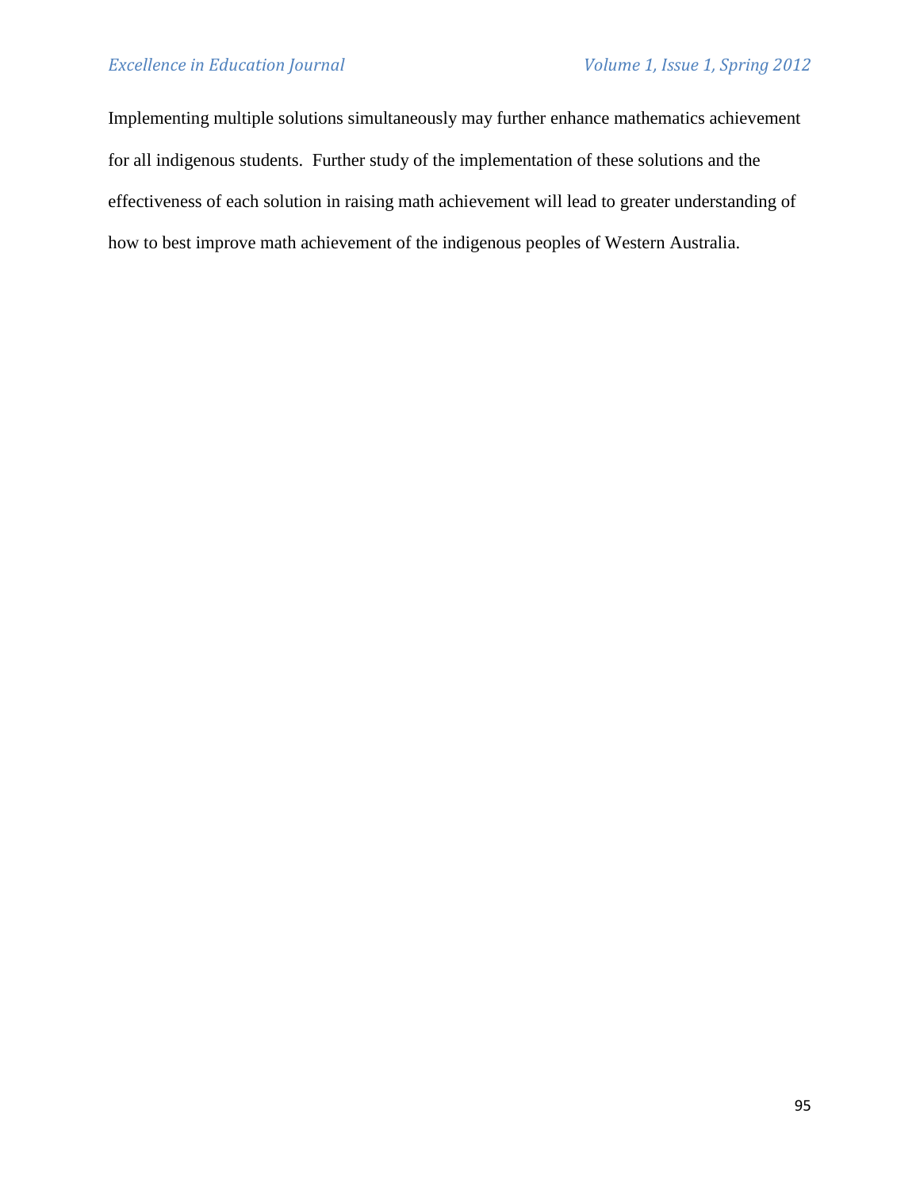Implementing multiple solutions simultaneously may further enhance mathematics achievement for all indigenous students. Further study of the implementation of these solutions and the effectiveness of each solution in raising math achievement will lead to greater understanding of how to best improve math achievement of the indigenous peoples of Western Australia.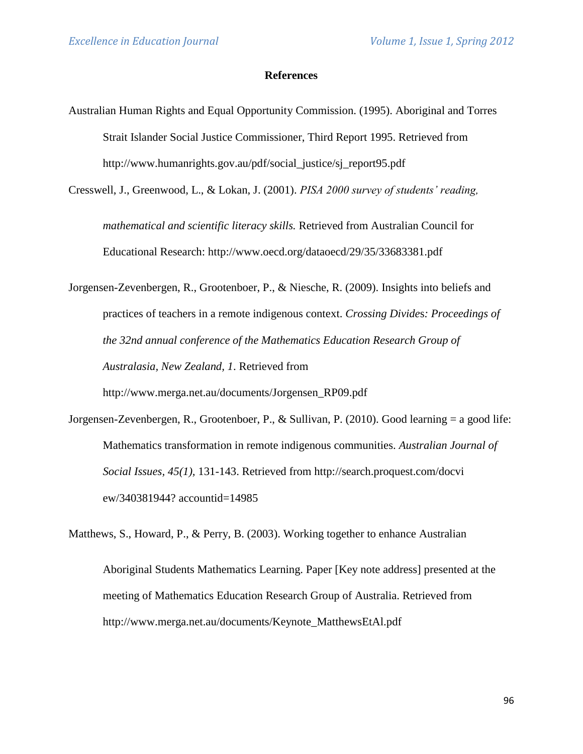## References

Australian Human Rights and Equal Opportunity Commission. (1995). Aboriginal and Torres Strait Islander Social Justice Commissioner, Third Report 1995. Retrieved from http://www.humanrights.gov.au/pdf/social_justice/sj_report95.pdf

Cresswell, J., Greenwood, L., & Lokan, J. (2001). *PISA 2000 survey of students' reading, mathematical and scientific literacy skills.* Retrieved from Australian Council for Educational Research: http://www.oecd.org/dataoecd/29/35/33683381.pdf

Jorgensen-Zevenbergen, R., Grootenboer, P., & Niesche, R. (2009). Insights into beliefs and practices of teachers in a remote indigenous context. *Crossing Divides: Proceedings of the 32nd annual conference of the Mathematics Education Research Group of Australasia, New Zealand, 1*. Retrieved from http://www.merga.net.au/documents/Jorgensen_RP09.pdf

Jorgensen-Zevenbergen, R., Grootenboer, P., & Sullivan, P. (2010). Good learning = a good life: Mathematics transformation in remote indigenous communities. *Australian Journal of Social Issues, 45(1),* 131-143. Retrieved from http://search.proquest.com/docview/340381944? accountid=14985

Matthews, S., Howard, P., & Perry, B. (2003). Working together to enhance Australian Aboriginal Students Mathematics Learning. Paper [Key note address] presented at the meeting of Mathematics Education Research Group of Australia. Retrieved from http://www.merga.net.au/documents/Keynote_MatthewsEtAl.pdf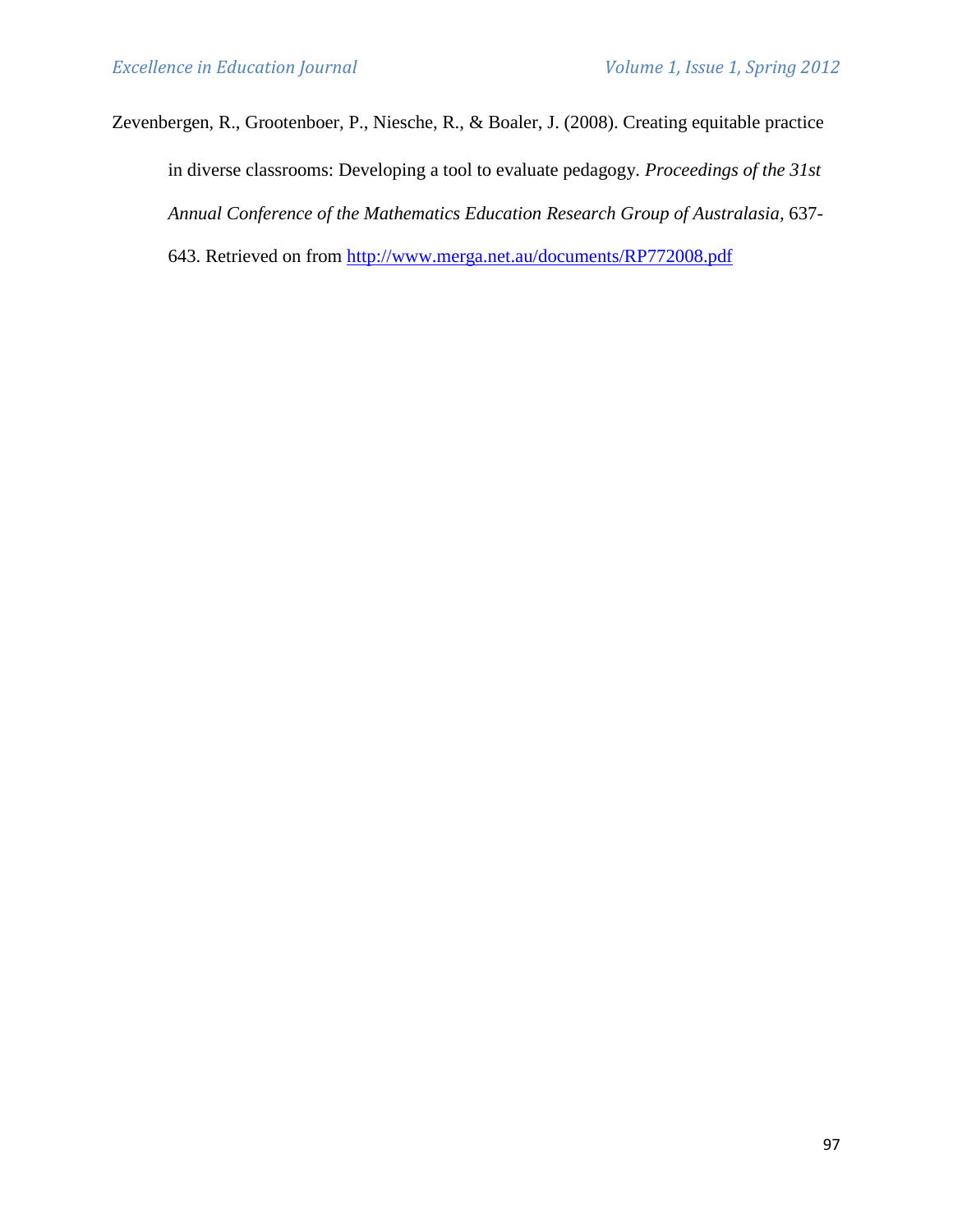Zevenbergen, R., Grootenboer, P., Niesche, R., & Boaler, J. (2008). Creating equitable practice in diverse classrooms: Developing a tool to evaluate pedagogy. *Proceedings of the 31st Annual Conference of the Mathematics Education Research Group of Australasia*, 637-643. Retrieved on from http://www.merga.net.au/documents/RP772008.pdf